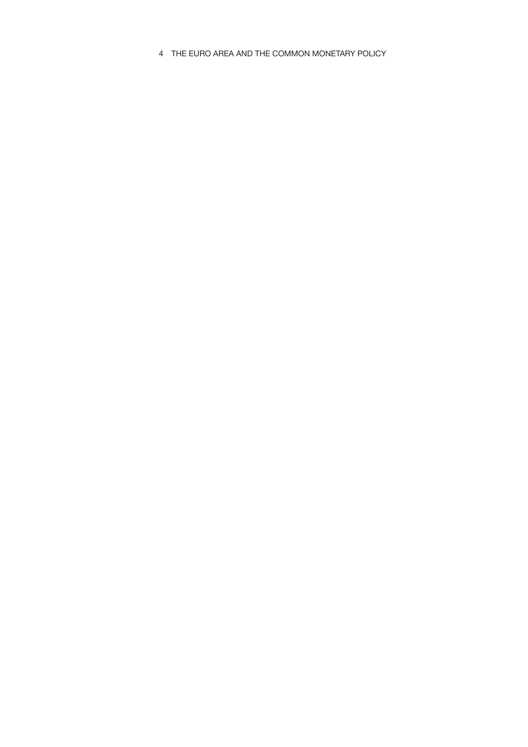# 4 THE EURO AREA AND THE COMMON MONETARY POLICY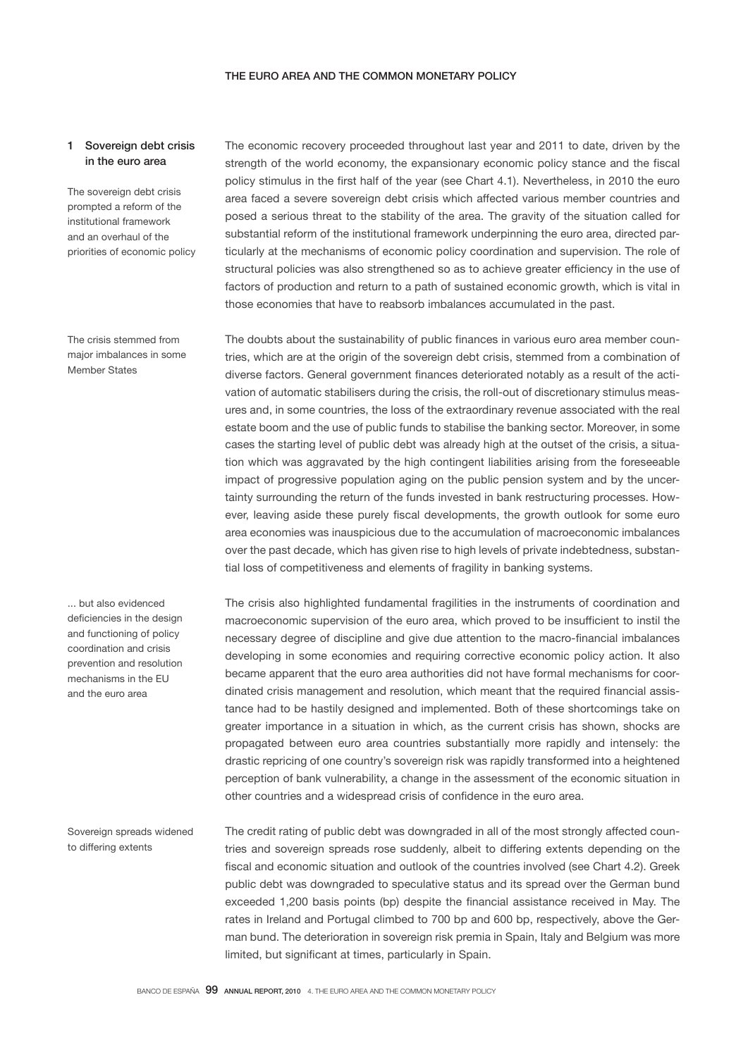## 1 Sovereign debt crisis in the euro area

The sovereign debt crisis prompted a reform of the institutional framework and an overhaul of the priorities of economic policy

The economic recovery proceeded throughout last year and 2011 to date, driven by the strength of the world economy, the expansionary economic policy stance and the fiscal policy stimulus in the first half of the year (see Chart 4.1). Nevertheless, in 2010 the euro area faced a severe sovereign debt crisis which affected various member countries and posed a serious threat to the stability of the area. The gravity of the situation called for substantial reform of the institutional framework underpinning the euro area, directed particularly at the mechanisms of economic policy coordination and supervision. The role of structural policies was also strengthened so as to achieve greater efficiency in the use of factors of production and return to a path of sustained economic growth, which is vital in those economies that have to reabsorb imbalances accumulated in the past.

The crisis stemmed from major imbalances in some Member States

The doubts about the sustainability of public finances in various euro area member countries, which are at the origin of the sovereign debt crisis, stemmed from a combination of diverse factors. General government finances deteriorated notably as a result of the activation of automatic stabilisers during the crisis, the roll-out of discretionary stimulus measures and, in some countries, the loss of the extraordinary revenue associated with the real estate boom and the use of public funds to stabilise the banking sector. Moreover, in some cases the starting level of public debt was already high at the outset of the crisis, a situation which was aggravated by the high contingent liabilities arising from the foreseeable impact of progressive population aging on the public pension system and by the uncertainty surrounding the return of the funds invested in bank restructuring processes. However, leaving aside these purely fiscal developments, the growth outlook for some euro area economies was inauspicious due to the accumulation of macroeconomic imbalances over the past decade, which has given rise to high levels of private indebtedness, substantial loss of competitiveness and elements of fragility in banking systems.

... but also evidenced deficiencies in the design and functioning of policy coordination and crisis prevention and resolution mechanisms in the EU and the euro area

The crisis also highlighted fundamental fragilities in the instruments of coordination and macroeconomic supervision of the euro area, which proved to be insufficient to instil the necessary degree of discipline and give due attention to the macro-financial imbalances developing in some economies and requiring corrective economic policy action. It also became apparent that the euro area authorities did not have formal mechanisms for coordinated crisis management and resolution, which meant that the required financial assistance had to be hastily designed and implemented. Both of these shortcomings take on greater importance in a situation in which, as the current crisis has shown, shocks are propagated between euro area countries substantially more rapidly and intensely: the drastic repricing of one country's sovereign risk was rapidly transformed into a heightened perception of bank vulnerability, a change in the assessment of the economic situation in other countries and a widespread crisis of confidence in the euro area.

Sovereign spreads widened to differing extents

The credit rating of public debt was downgraded in all of the most strongly affected countries and sovereign spreads rose suddenly, albeit to differing extents depending on the fiscal and economic situation and outlook of the countries involved (see Chart 4.2). Greek public debt was downgraded to speculative status and its spread over the German bund exceeded 1,200 basis points (bp) despite the financial assistance received in May. The rates in Ireland and Portugal climbed to 700 bp and 600 bp, respectively, above the German bund. The deterioration in sovereign risk premia in Spain, Italy and Belgium was more limited, but significant at times, particularly in Spain.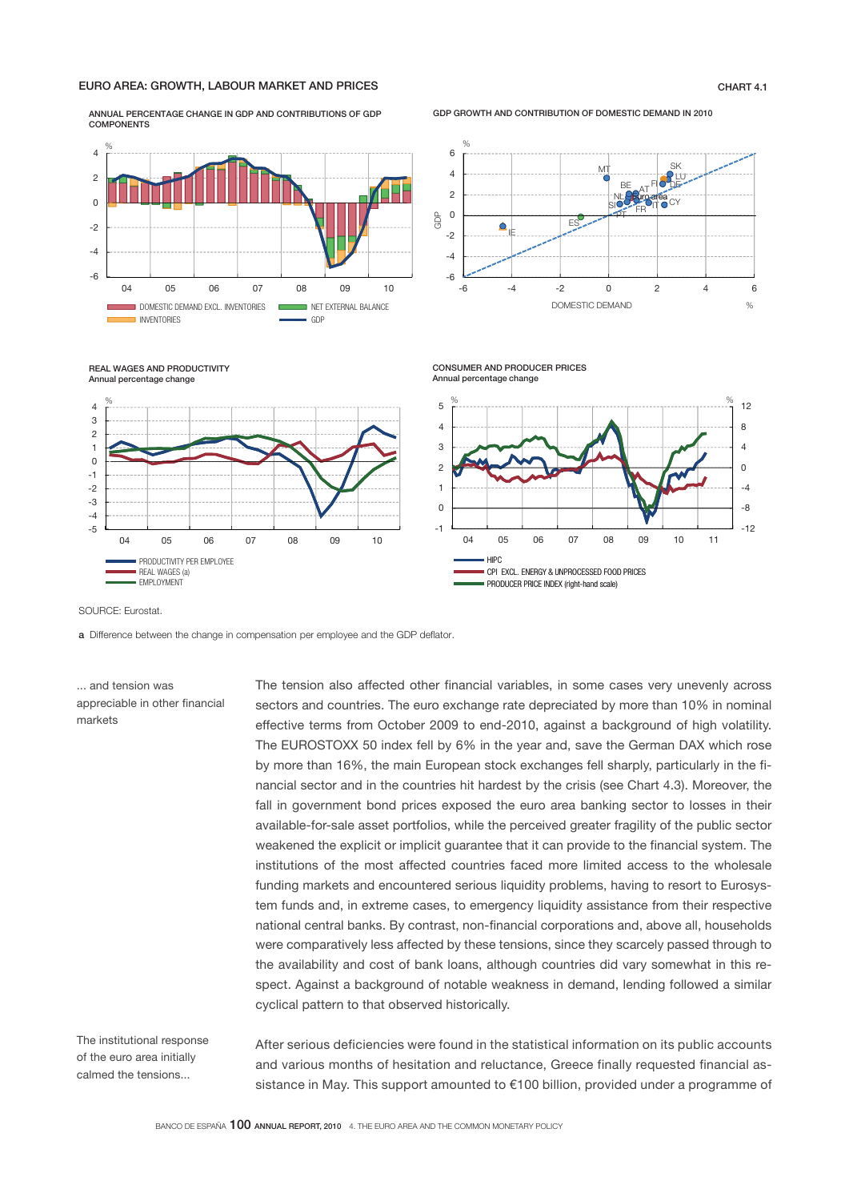## EURO AREA: GROWTH, LABOUR MARKET AND PRICES

CHART 4.1

ANNUAL PERCENTAGE CHANGE IN GDP AND CONTRIBUTIONS OF GDP COMPONENTS

GDP GROWTH AND CONTRIBUTION OF DOMESTIC DEMAND IN 2010

REAL WAGES AND PRODUCTIVITY
Annual percentage change

CONSUMER AND PRODUCER PRICES
Annual percentage change

SOURCE: Eurostat.

**a** Difference between the change in compensation per employee and the GDP deflator.

*... and tension was appreciable in other financial markets*

The tension also affected other financial variables, in some cases very unevenly across sectors and countries. The euro exchange rate depreciated by more than 10% in nominal effective terms from October 2009 to end-2010, against a background of high volatility. The EUROSTOXX 50 index fell by 6% in the year and, save the German DAX which rose by more than 16%, the main European stock exchanges fell sharply, particularly in the financial sector and in the countries hit hardest by the crisis (see Chart 4.3). Moreover, the fall in government bond prices exposed the euro area banking sector to losses in their available-for-sale asset portfolios, while the perceived greater fragility of the public sector weakened the explicit or implicit guarantee that it can provide to the financial system. The institutions of the most affected countries faced more limited access to the wholesale funding markets and encountered serious liquidity problems, having to resort to Eurosystem funds and, in extreme cases, to emergency liquidity assistance from their respective national central banks. By contrast, non-financial corporations and, above all, households were comparatively less affected by these tensions, since they scarcely passed through to the availability and cost of bank loans, although countries did vary somewhat in this respect. Against a background of notable weakness in demand, lending followed a similar cyclical pattern to that observed historically.

*The institutional response of the euro area initially calmed the tensions...*

After serious deficiencies were found in the statistical information on its public accounts and various months of hesitation and reluctance, Greece finally requested financial assistance in May. This support amounted to €100 billion, provided under a programme of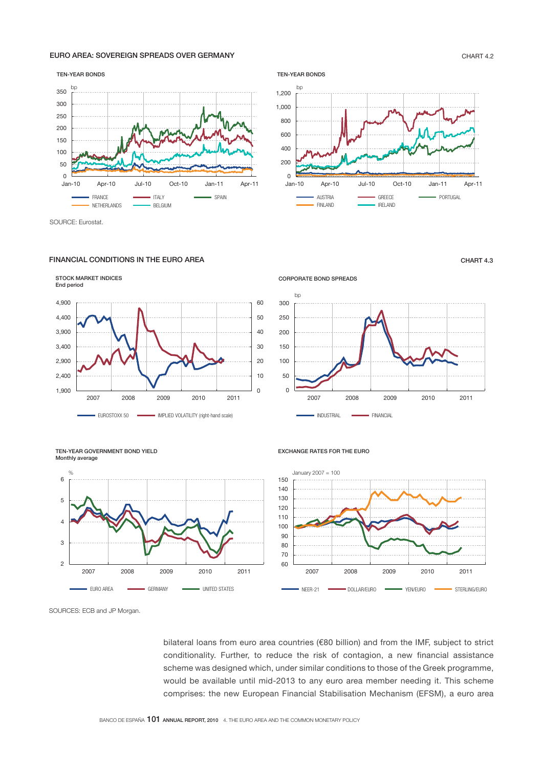EURO AREA: SOVEREIGN SPREADS OVER GERMANY

CHART 4.2

TEN-YEAR BONDS

bp

FRANCE, ITALY, SPAIN, NETHERLANDS, BELGIUM

TEN-YEAR BONDS

bp

AUSTRIA, GREECE, PORTUGAL, FINLAND, IRELAND

SOURCE: Eurostat.

FINANCIAL CONDITIONS IN THE EURO AREA

CHART 4.3

STOCK MARKET INDICES
End period

EUROSTOXX 50, IMPLIED VOLATILITY (right-hand scale)

CORPORATE BOND SPREADS

bp

INDUSTRIAL, FINANCIAL

TEN-YEAR GOVERNMENT BOND YIELD
Monthly average

%

EURO AREA, GERMANY, UNITED STATES

EXCHANGE RATES FOR THE EURO

January 2007 = 100

NEER-21, DOLLAR/EURO, YEN/EURO, STERLING/EURO

SOURCES: ECB and JP Morgan.

bilateral loans from euro area countries (€80 billion) and from the IMF, subject to strict conditionality. Further, to reduce the risk of contagion, a new financial assistance scheme was designed which, under similar conditions to those of the Greek programme, would be available until mid-2013 to any euro area member needing it. This scheme comprises: the new European Financial Stabilisation Mechanism (EFSM), a euro area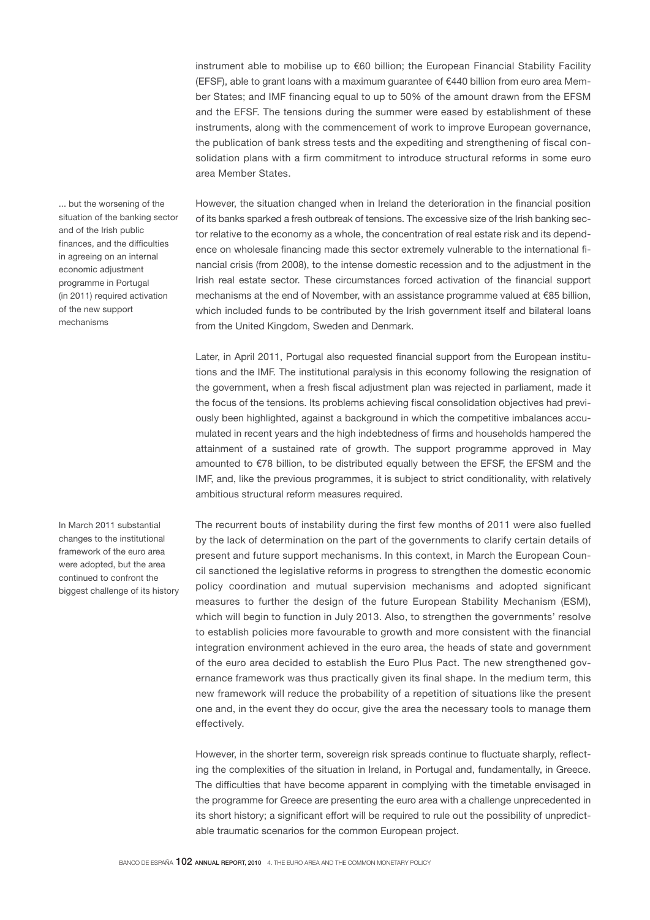instrument able to mobilise up to €60 billion; the European Financial Stability Facility (EFSF), able to grant loans with a maximum guarantee of €440 billion from euro area Member States; and IMF financing equal to up to 50% of the amount drawn from the EFSM and the EFSF. The tensions during the summer were eased by establishment of these instruments, along with the commencement of work to improve European governance, the publication of bank stress tests and the expediting and strengthening of fiscal consolidation plans with a firm commitment to introduce structural reforms in some euro area Member States.

... but the worsening of the situation of the banking sector and of the Irish public finances, and the difficulties in agreeing on an internal economic adjustment programme in Portugal (in 2011) required activation of the new support mechanisms

However, the situation changed when in Ireland the deterioration in the financial position of its banks sparked a fresh outbreak of tensions. The excessive size of the Irish banking sector relative to the economy as a whole, the concentration of real estate risk and its dependence on wholesale financing made this sector extremely vulnerable to the international financial crisis (from 2008), to the intense domestic recession and to the adjustment in the Irish real estate sector. These circumstances forced activation of the financial support mechanisms at the end of November, with an assistance programme valued at €85 billion, which included funds to be contributed by the Irish government itself and bilateral loans from the United Kingdom, Sweden and Denmark.

Later, in April 2011, Portugal also requested financial support from the European institutions and the IMF. The institutional paralysis in this economy following the resignation of the government, when a fresh fiscal adjustment plan was rejected in parliament, made it the focus of the tensions. Its problems achieving fiscal consolidation objectives had previously been highlighted, against a background in which the competitive imbalances accumulated in recent years and the high indebtedness of firms and households hampered the attainment of a sustained rate of growth. The support programme approved in May amounted to €78 billion, to be distributed equally between the EFSF, the EFSM and the IMF, and, like the previous programmes, it is subject to strict conditionality, with relatively ambitious structural reform measures required.

In March 2011 substantial changes to the institutional framework of the euro area were adopted, but the area continued to confront the biggest challenge of its history

The recurrent bouts of instability during the first few months of 2011 were also fuelled by the lack of determination on the part of the governments to clarify certain details of present and future support mechanisms. In this context, in March the European Council sanctioned the legislative reforms in progress to strengthen the domestic economic policy coordination and mutual supervision mechanisms and adopted significant measures to further the design of the future European Stability Mechanism (ESM), which will begin to function in July 2013. Also, to strengthen the governments' resolve to establish policies more favourable to growth and more consistent with the financial integration environment achieved in the euro area, the heads of state and government of the euro area decided to establish the Euro Plus Pact. The new strengthened governance framework was thus practically given its final shape. In the medium term, this new framework will reduce the probability of a repetition of situations like the present one and, in the event they do occur, give the area the necessary tools to manage them effectively.

However, in the shorter term, sovereign risk spreads continue to fluctuate sharply, reflecting the complexities of the situation in Ireland, in Portugal and, fundamentally, in Greece. The difficulties that have become apparent in complying with the timetable envisaged in the programme for Greece are presenting the euro area with a challenge unprecedented in its short history; a significant effort will be required to rule out the possibility of unpredictable traumatic scenarios for the common European project.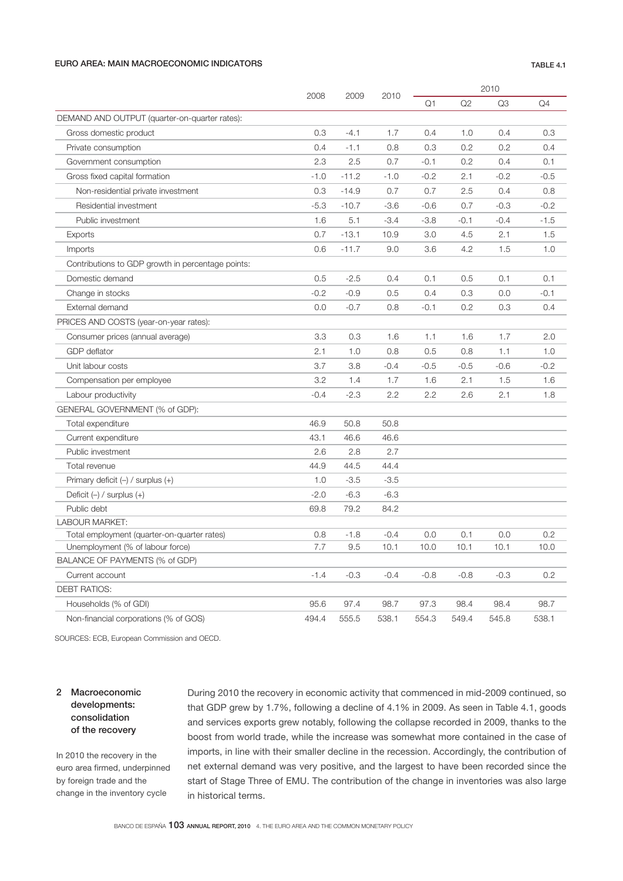EURO AREA: MAIN MACROECONOMIC INDICATORS

TABLE 4.1

| | 2008 | 2009 | 2010 | 2010 | | | |
|---|---|---|---|---|---|---|---|
| | | | | Q1 | Q2 | Q3 | Q4 |
| DEMAND AND OUTPUT (quarter-on-quarter rates): | | | | | | | |
| Gross domestic product | 0.3 | -4.1 | 1.7 | 0.4 | 1.0 | 0.4 | 0.3 |
| Private consumption | 0.4 | -1.1 | 0.8 | 0.3 | 0.2 | 0.2 | 0.4 |
| Government consumption | 2.3 | 2.5 | 0.7 | -0.1 | 0.2 | 0.4 | 0.1 |
| Gross fixed capital formation | -1.0 | -11.2 | -1.0 | -0.2 | 2.1 | -0.2 | -0.5 |
| Non-residential private investment | 0.3 | -14.9 | 0.7 | 0.7 | 2.5 | 0.4 | 0.8 |
| Residential investment | -5.3 | -10.7 | -3.6 | -0.6 | 0.7 | -0.3 | -0.2 |
| Public investment | 1.6 | 5.1 | -3.4 | -3.8 | -0.1 | -0.4 | -1.5 |
| Exports | 0.7 | -13.1 | 10.9 | 3.0 | 4.5 | 2.1 | 1.5 |
| Imports | 0.6 | -11.7 | 9.0 | 3.6 | 4.2 | 1.5 | 1.0 |
| Contributions to GDP growth in percentage points: | | | | | | | |
| Domestic demand | 0.5 | -2.5 | 0.4 | 0.1 | 0.5 | 0.1 | 0.1 |
| Change in stocks | -0.2 | -0.9 | 0.5 | 0.4 | 0.3 | 0.0 | -0.1 |
| External demand | 0.0 | -0.7 | 0.8 | -0.1 | 0.2 | 0.3 | 0.4 |
| PRICES AND COSTS (year-on-year rates): | | | | | | | |
| Consumer prices (annual average) | 3.3 | 0.3 | 1.6 | 1.1 | 1.6 | 1.7 | 2.0 |
| GDP deflator | 2.1 | 1.0 | 0.8 | 0.5 | 0.8 | 1.1 | 1.0 |
| Unit labour costs | 3.7 | 3.8 | -0.4 | -0.5 | -0.5 | -0.6 | -0.2 |
| Compensation per employee | 3.2 | 1.4 | 1.7 | 1.6 | 2.1 | 1.5 | 1.6 |
| Labour productivity | -0.4 | -2.3 | 2.2 | 2.2 | 2.6 | 2.1 | 1.8 |
| GENERAL GOVERNMENT (% of GDP): | | | | | | | |
| Total expenditure | 46.9 | 50.8 | 50.8 | | | | |
| Current expenditure | 43.1 | 46.6 | 46.6 | | | | |
| Public investment | 2.6 | 2.8 | 2.7 | | | | |
| Total revenue | 44.9 | 44.5 | 44.4 | | | | |
| Primary deficit (–) / surplus (+) | 1.0 | -3.5 | -3.5 | | | | |
| Deficit (–) / surplus (+) | -2.0 | -6.3 | -6.3 | | | | |
| Public debt | 69.8 | 79.2 | 84.2 | | | | |
| LABOUR MARKET: | | | | | | | |
| Total employment (quarter-on-quarter rates) | 0.8 | -1.8 | -0.4 | 0.0 | 0.1 | 0.0 | 0.2 |
| Unemployment (% of labour force) | 7.7 | 9.5 | 10.1 | 10.0 | 10.1 | 10.1 | 10.0 |
| BALANCE OF PAYMENTS (% of GDP) | | | | | | | |
| Current account | -1.4 | -0.3 | -0.4 | -0.8 | -0.8 | -0.3 | 0.2 |
| DEBT RATIOS: | | | | | | | |
| Households (% of GDI) | 95.6 | 97.4 | 98.7 | 97.3 | 98.4 | 98.4 | 98.7 |
| Non-financial corporations (% of GOS) | 494.4 | 555.5 | 538.1 | 554.3 | 549.4 | 545.8 | 538.1 |

SOURCES: ECB, European Commission and OECD.

## 2 Macroeconomic developments: consolidation of the recovery

*In 2010 the recovery in the euro area firmed, underpinned by foreign trade and the change in the inventory cycle*

During 2010 the recovery in economic activity that commenced in mid-2009 continued, so that GDP grew by 1.7%, following a decline of 4.1% in 2009. As seen in Table 4.1, goods and services exports grew notably, following the collapse recorded in 2009, thanks to the boost from world trade, while the increase was somewhat more contained in the case of imports, in line with their smaller decline in the recession. Accordingly, the contribution of net external demand was very positive, and the largest to have been recorded since the start of Stage Three of EMU. The contribution of the change in inventories was also large in historical terms.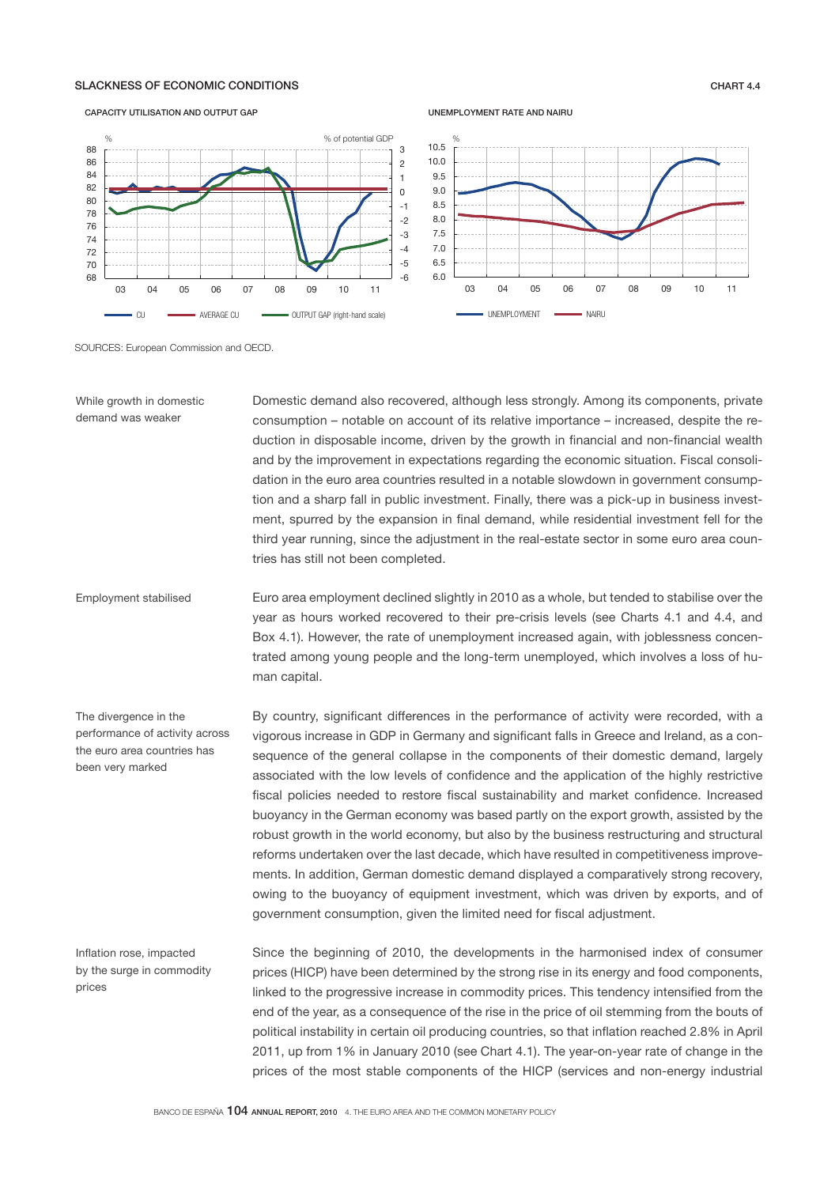SLACKNESS OF ECONOMIC CONDITIONS — CHART 4.4

CAPACITY UTILISATION AND OUTPUT GAP

UNEMPLOYMENT RATE AND NAIRU

SOURCES: European Commission and OECD.

**While growth in domestic demand was weaker**

Domestic demand also recovered, although less strongly. Among its components, private consumption – notable on account of its relative importance – increased, despite the reduction in disposable income, driven by the growth in financial and non-financial wealth and by the improvement in expectations regarding the economic situation. Fiscal consolidation in the euro area countries resulted in a notable slowdown in government consumption and a sharp fall in public investment. Finally, there was a pick-up in business investment, spurred by the expansion in final demand, while residential investment fell for the third year running, since the adjustment in the real-estate sector in some euro area countries has still not been completed.

**Employment stabilised**

Euro area employment declined slightly in 2010 as a whole, but tended to stabilise over the year as hours worked recovered to their pre-crisis levels (see Charts 4.1 and 4.4, and Box 4.1). However, the rate of unemployment increased again, with joblessness concentrated among young people and the long-term unemployed, which involves a loss of human capital.

**The divergence in the performance of activity across the euro area countries has been very marked**

By country, significant differences in the performance of activity were recorded, with a vigorous increase in GDP in Germany and significant falls in Greece and Ireland, as a consequence of the general collapse in the components of their domestic demand, largely associated with the low levels of confidence and the application of the highly restrictive fiscal policies needed to restore fiscal sustainability and market confidence. Increased buoyancy in the German economy was based partly on the export growth, assisted by the robust growth in the world economy, but also by the business restructuring and structural reforms undertaken over the last decade, which have resulted in competitiveness improvements. In addition, German domestic demand displayed a comparatively strong recovery, owing to the buoyancy of equipment investment, which was driven by exports, and of government consumption, given the limited need for fiscal adjustment.

**Inflation rose, impacted by the surge in commodity prices**

Since the beginning of 2010, the developments in the harmonised index of consumer prices (HICP) have been determined by the strong rise in its energy and food components, linked to the progressive increase in commodity prices. This tendency intensified from the end of the year, as a consequence of the rise in the price of oil stemming from the bouts of political instability in certain oil producing countries, so that inflation reached 2.8% in April 2011, up from 1% in January 2010 (see Chart 4.1). The year-on-year rate of change in the prices of the most stable components of the HICP (services and non-energy industrial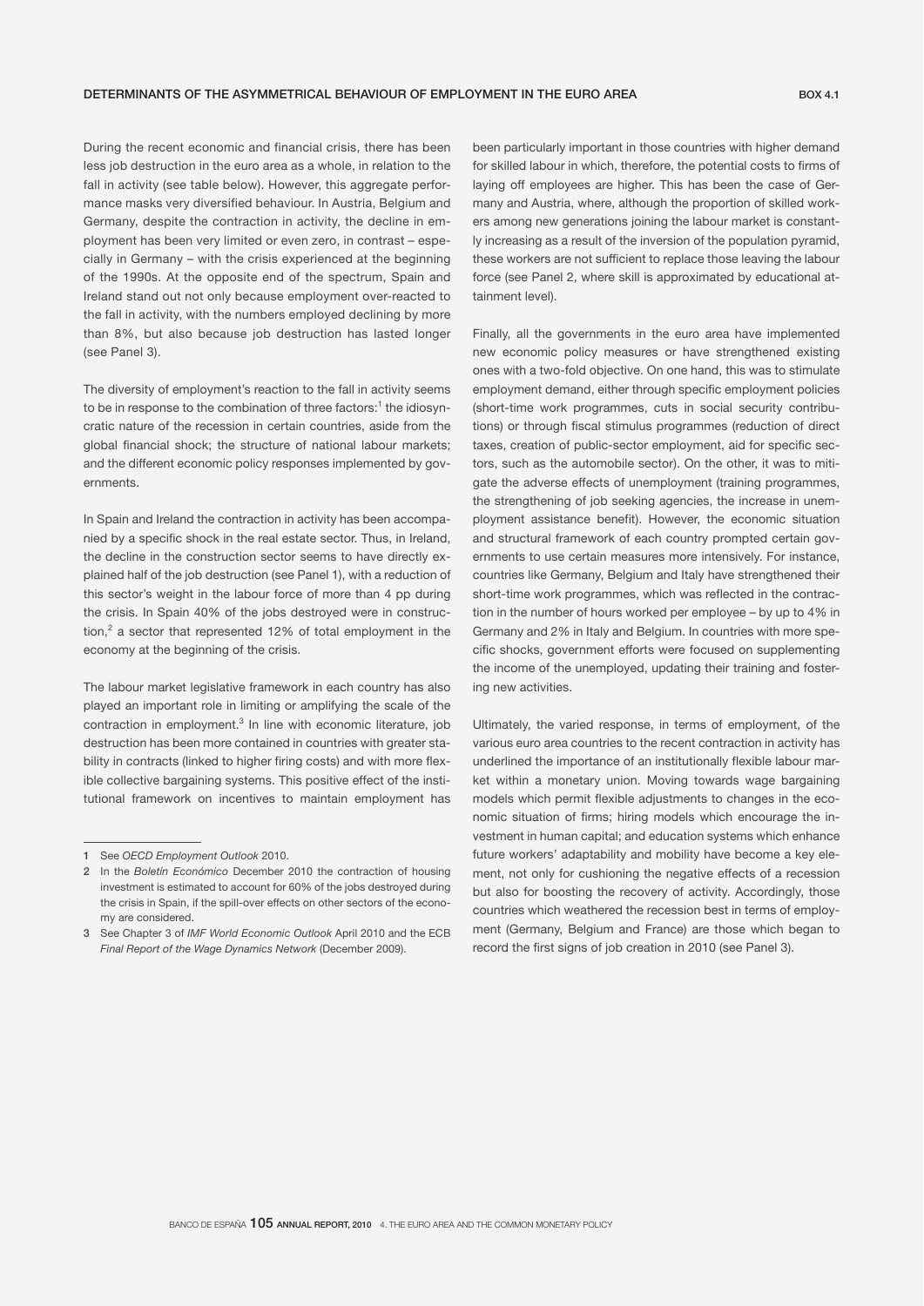## DETERMINANTS OF THE ASYMMETRICAL BEHAVIOUR OF EMPLOYMENT IN THE EURO AREA

**BOX 4.1**

During the recent economic and financial crisis, there has been less job destruction in the euro area as a whole, in relation to the fall in activity (see table below). However, this aggregate performance masks very diversified behaviour. In Austria, Belgium and Germany, despite the contraction in activity, the decline in employment has been very limited or even zero, in contrast – especially in Germany – with the crisis experienced at the beginning of the 1990s. At the opposite end of the spectrum, Spain and Ireland stand out not only because employment over-reacted to the fall in activity, with the numbers employed declining by more than 8%, but also because job destruction has lasted longer (see Panel 3).

The diversity of employment's reaction to the fall in activity seems to be in response to the combination of three factors:[1] the idiosyncratic nature of the recession in certain countries, aside from the global financial shock; the structure of national labour markets; and the different economic policy responses implemented by governments.

In Spain and Ireland the contraction in activity has been accompanied by a specific shock in the real estate sector. Thus, in Ireland, the decline in the construction sector seems to have directly explained half of the job destruction (see Panel 1), with a reduction of this sector's weight in the labour force of more than 4 pp during the crisis. In Spain 40% of the jobs destroyed were in construction,[2] a sector that represented 12% of total employment in the economy at the beginning of the crisis.

The labour market legislative framework in each country has also played an important role in limiting or amplifying the scale of the contraction in employment.[3] In line with economic literature, job destruction has been more contained in countries with greater stability in contracts (linked to higher firing costs) and with more flexible collective bargaining systems. This positive effect of the institutional framework on incentives to maintain employment has been particularly important in those countries with higher demand for skilled labour in which, therefore, the potential costs to firms of laying off employees are higher. This has been the case of Germany and Austria, where, although the proportion of skilled workers among new generations joining the labour market is constantly increasing as a result of the inversion of the population pyramid, these workers are not sufficient to replace those leaving the labour force (see Panel 2, where skill is approximated by educational attainment level).

Finally, all the governments in the euro area have implemented new economic policy measures or have strengthened existing ones with a two-fold objective. On one hand, this was to stimulate employment demand, either through specific employment policies (short-time work programmes, cuts in social security contributions) or through fiscal stimulus programmes (reduction of direct taxes, creation of public-sector employment, aid for specific sectors, such as the automobile sector). On the other, it was to mitigate the adverse effects of unemployment (training programmes, the strengthening of job seeking agencies, the increase in unemployment assistance benefit). However, the economic situation and structural framework of each country prompted certain governments to use certain measures more intensively. For instance, countries like Germany, Belgium and Italy have strengthened their short-time work programmes, which was reflected in the contraction in the number of hours worked per employee – by up to 4% in Germany and 2% in Italy and Belgium. In countries with more specific shocks, government efforts were focused on supplementing the income of the unemployed, updating their training and fostering new activities.

Ultimately, the varied response, in terms of employment, of the various euro area countries to the recent contraction in activity has underlined the importance of an institutionally flexible labour market within a monetary union. Moving towards wage bargaining models which permit flexible adjustments to changes in the economic situation of firms; hiring models which encourage the investment in human capital; and education systems which enhance future workers' adaptability and mobility have become a key element, not only for cushioning the negative effects of a recession but also for boosting the recovery of activity. Accordingly, those countries which weathered the recession best in terms of employment (Germany, Belgium and France) are those which began to record the first signs of job creation in 2010 (see Panel 3).

---

1 See *OECD Employment Outlook* 2010.

2 In the *Boletín Económico* December 2010 the contraction of housing investment is estimated to account for 60% of the jobs destroyed during the crisis in Spain, if the spill-over effects on other sectors of the economy are considered.

3 See Chapter 3 of *IMF World Economic Outlook* April 2010 and the ECB *Final Report of the Wage Dynamics Network* (December 2009).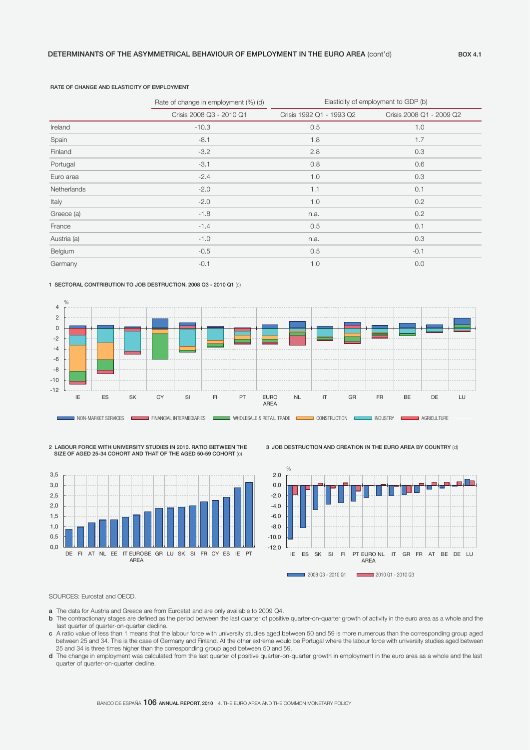## DETERMINANTS OF THE ASYMMETRICAL BEHAVIOUR OF EMPLOYMENT IN THE EURO AREA (cont'd)

BOX 4.1

RATE OF CHANGE AND ELASTICITY OF EMPLOYMENT

| | Rate of change in employment (%) (d) | Elasticity of employment to GDP (b) | |
|---|---|---|---|
| | Crisis 2008 Q3 - 2010 Q1 | Crisis 1992 Q1 - 1993 Q2 | Crisis 2008 Q1 - 2009 Q2 |
| Ireland | -10.3 | 0.5 | 1.0 |
| Spain | -8.1 | 1.8 | 1.7 |
| Finland | -3.2 | 2.8 | 0.3 |
| Portugal | -3.1 | 0.8 | 0.6 |
| Euro area | -2.4 | 1.0 | 0.3 |
| Netherlands | -2.0 | 1.1 | 0.1 |
| Italy | -2.0 | 1.0 | 0.2 |
| Greece (a) | -1.8 | n.a. | 0.2 |
| France | -1.4 | 0.5 | 0.1 |
| Austria (a) | -1.0 | n.a. | 0.3 |
| Belgium | -0.5 | 0.5 | -0.1 |
| Germany | -0.1 | 1.0 | 0.0 |

1 SECTORAL CONTRIBUTION TO JOB DESTRUCTION. 2008 Q3 - 2010 Q1 (c)

2 LABOUR FORCE WITH UNIVERSITY STUDIES IN 2010. RATIO BETWEEN THE SIZE OF AGED 25-34 COHORT AND THAT OF THE AGED 50-59 COHORT (c)

3 JOB DESTRUCTION AND CREATION IN THE EURO AREA BY COUNTRY (d)

SOURCES: Eurostat and OECD.

a The data for Austria and Greece are from Eurostat and are only available to 2009 Q4.

b The contractionary stages are defined as the period between the last quarter of positive quarter-on-quarter growth of activity in the euro area as a whole and the last quarter of quarter-on-quarter decline.

c A ratio value of less than 1 means that the labour force with university studies aged between 50 and 59 is more numerous than the corresponding group aged between 25 and 34. This is the case of Germany and Finland. At the other extreme would be Portugal where the labour force with university studies aged between 25 and 34 is three times higher than the corresponding group aged between 50 and 59.

d The change in employment was calculated from the last quarter of positive quarter-on-quarter growth in employment in the euro area as a whole and the last quarter of quarter-on-quarter decline.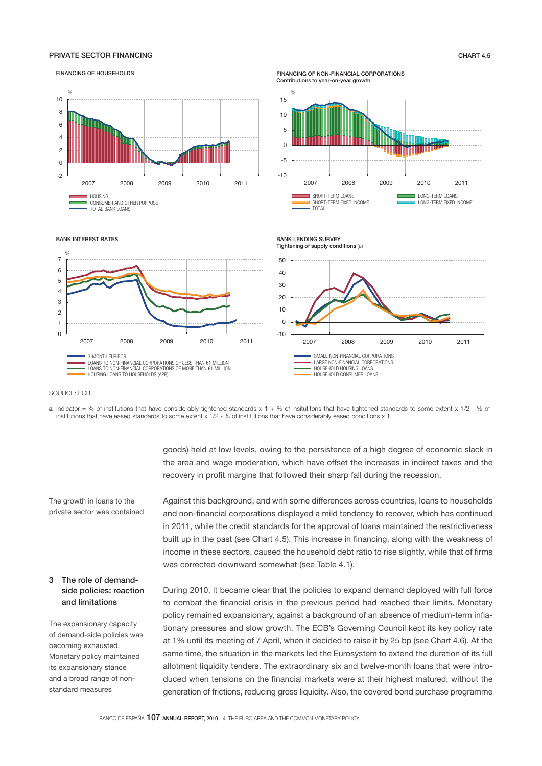PRIVATE SECTOR FINANCING

CHART 4.5

FINANCING OF HOUSEHOLDS

- HOUSING
- CONSUMER AND OTHER PURPOSE
- TOTAL BANK LOANS

FINANCING OF NON-FINANCIAL CORPORATIONS
Contributions to year-on-year growth

- SHORT-TERM LOANS
- SHORT-TERM FIXED INCOME
- TOTAL
- LONG-TERM LOANS
- LONG-TERM FIXED INCOME

BANK INTEREST RATES

- 3-MONTH EURIBOR
- LOANS TO NON-FINANCIAL CORPORATIONS OF LESS THAN €1 MILLION
- LOANS TO NON-FINANCIAL CORPORATIONS OF MORE THAN €1 MILLION
- HOUSING LOANS TO HOUSEHOLDS (APR)

BANK LENDING SURVEY
Tightening of supply conditions (a)

- SMALL NON-FINANCIAL CORPORATIONS
- LARGE NON-FINANCIAL CORPORATIONS
- HOUSEHOLD HOUSING LOANS
- HOUSEHOLD CONSUMER LOANS

SOURCE: ECB.

a Indicator = % of institutions that have considerably tightened standards x 1 + % of insitutitons that have tightened standards to some extent x 1/2 - % of institutions that have eased standards to some extent x 1/2 - % of institutions that have considerably eased conditions x 1.

goods) held at low levels, owing to the persistence of a high degree of economic slack in the area and wage moderation, which have offset the increases in indirect taxes and the recovery in profit margins that followed their sharp fall during the recession.

*The growth in loans to the private sector was contained*

Against this background, and with some differences across countries, loans to households and non-financial corporations displayed a mild tendency to recover, which has continued in 2011, while the credit standards for the approval of loans maintained the restrictiveness built up in the past (see Chart 4.5). This increase in financing, along with the weakness of income in these sectors, caused the household debt ratio to rise slightly, while that of firms was corrected downward somewhat (see Table 4.1).

## 3 The role of demand-side policies: reaction and limitations

*The expansionary capacity of demand-side policies was becoming exhausted. Monetary policy maintained its expansionary stance and a broad range of non-standard measures*

During 2010, it became clear that the policies to expand demand deployed with full force to combat the financial crisis in the previous period had reached their limits. Monetary policy remained expansionary, against a background of an absence of medium-term inflationary pressures and slow growth. The ECB's Governing Council kept its key policy rate at 1% until its meeting of 7 April, when it decided to raise it by 25 bp (see Chart 4.6). At the same time, the situation in the markets led the Eurosystem to extend the duration of its full allotment liquidity tenders. The extraordinary six and twelve-month loans that were introduced when tensions on the financial markets were at their highest matured, without the generation of frictions, reducing gross liquidity. Also, the covered bond purchase programme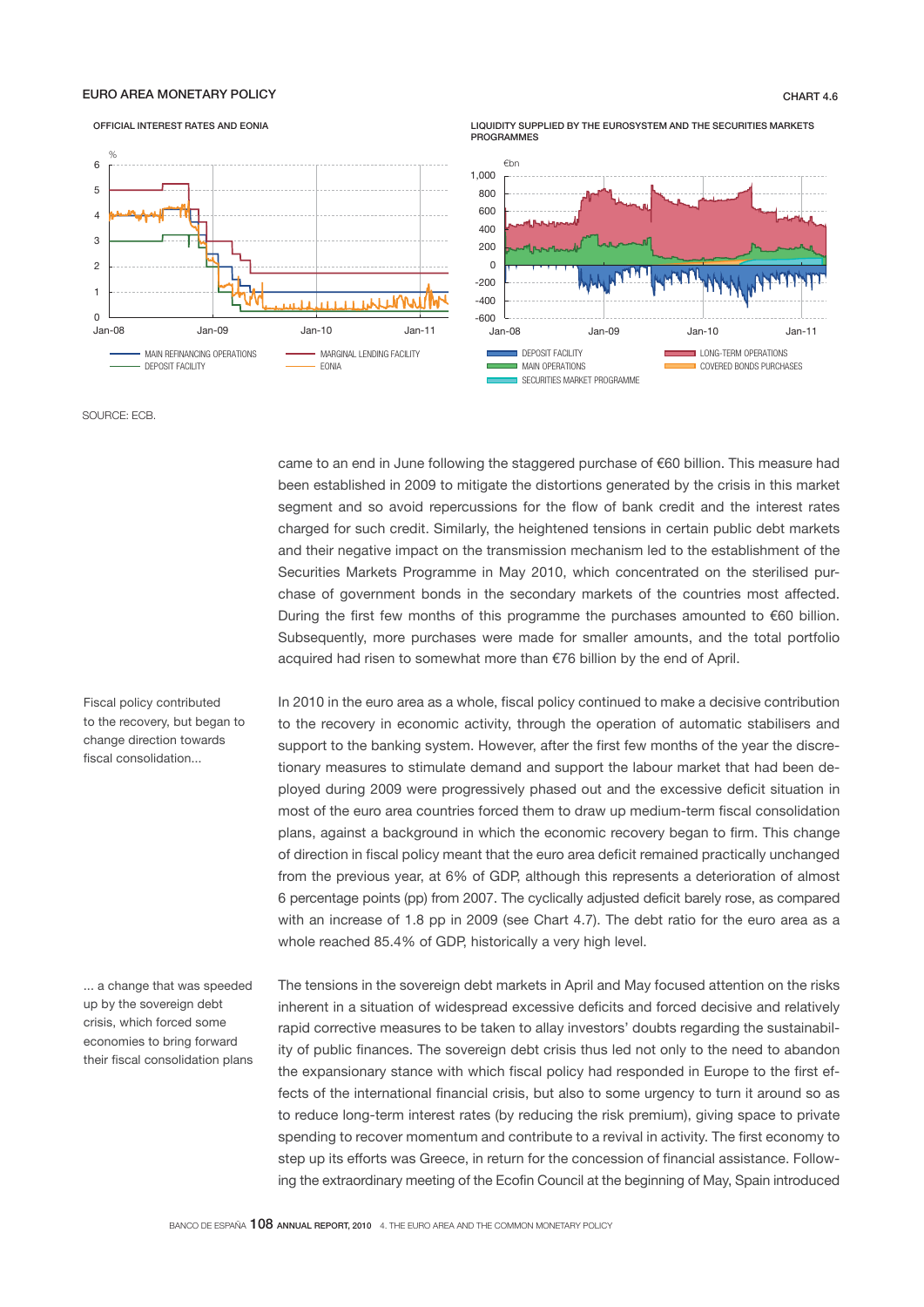EURO AREA MONETARY POLICY

CHART 4.6

OFFICIAL INTEREST RATES AND EONIA

LIQUIDITY SUPPLIED BY THE EUROSYSTEM AND THE SECURITIES MARKETS PROGRAMMES

SOURCE: ECB.

came to an end in June following the staggered purchase of €60 billion. This measure had been established in 2009 to mitigate the distortions generated by the crisis in this market segment and so avoid repercussions for the flow of bank credit and the interest rates charged for such credit. Similarly, the heightened tensions in certain public debt markets and their negative impact on the transmission mechanism led to the establishment of the Securities Markets Programme in May 2010, which concentrated on the sterilised purchase of government bonds in the secondary markets of the countries most affected. During the first few months of this programme the purchases amounted to €60 billion. Subsequently, more purchases were made for smaller amounts, and the total portfolio acquired had risen to somewhat more than €76 billion by the end of April.

*Fiscal policy contributed to the recovery, but began to change direction towards fiscal consolidation...*

In 2010 in the euro area as a whole, fiscal policy continued to make a decisive contribution to the recovery in economic activity, through the operation of automatic stabilisers and support to the banking system. However, after the first few months of the year the discretionary measures to stimulate demand and support the labour market that had been deployed during 2009 were progressively phased out and the excessive deficit situation in most of the euro area countries forced them to draw up medium-term fiscal consolidation plans, against a background in which the economic recovery began to firm. This change of direction in fiscal policy meant that the euro area deficit remained practically unchanged from the previous year, at 6% of GDP, although this represents a deterioration of almost 6 percentage points (pp) from 2007. The cyclically adjusted deficit barely rose, as compared with an increase of 1.8 pp in 2009 (see Chart 4.7). The debt ratio for the euro area as a whole reached 85.4% of GDP, historically a very high level.

*... a change that was speeded up by the sovereign debt crisis, which forced some economies to bring forward their fiscal consolidation plans*

The tensions in the sovereign debt markets in April and May focused attention on the risks inherent in a situation of widespread excessive deficits and forced decisive and relatively rapid corrective measures to be taken to allay investors' doubts regarding the sustainability of public finances. The sovereign debt crisis thus led not only to the need to abandon the expansionary stance with which fiscal policy had responded in Europe to the first effects of the international financial crisis, but also to some urgency to turn it around so as to reduce long-term interest rates (by reducing the risk premium), giving space to private spending to recover momentum and contribute to a revival in activity. The first economy to step up its efforts was Greece, in return for the concession of financial assistance. Following the extraordinary meeting of the Ecofin Council at the beginning of May, Spain introduced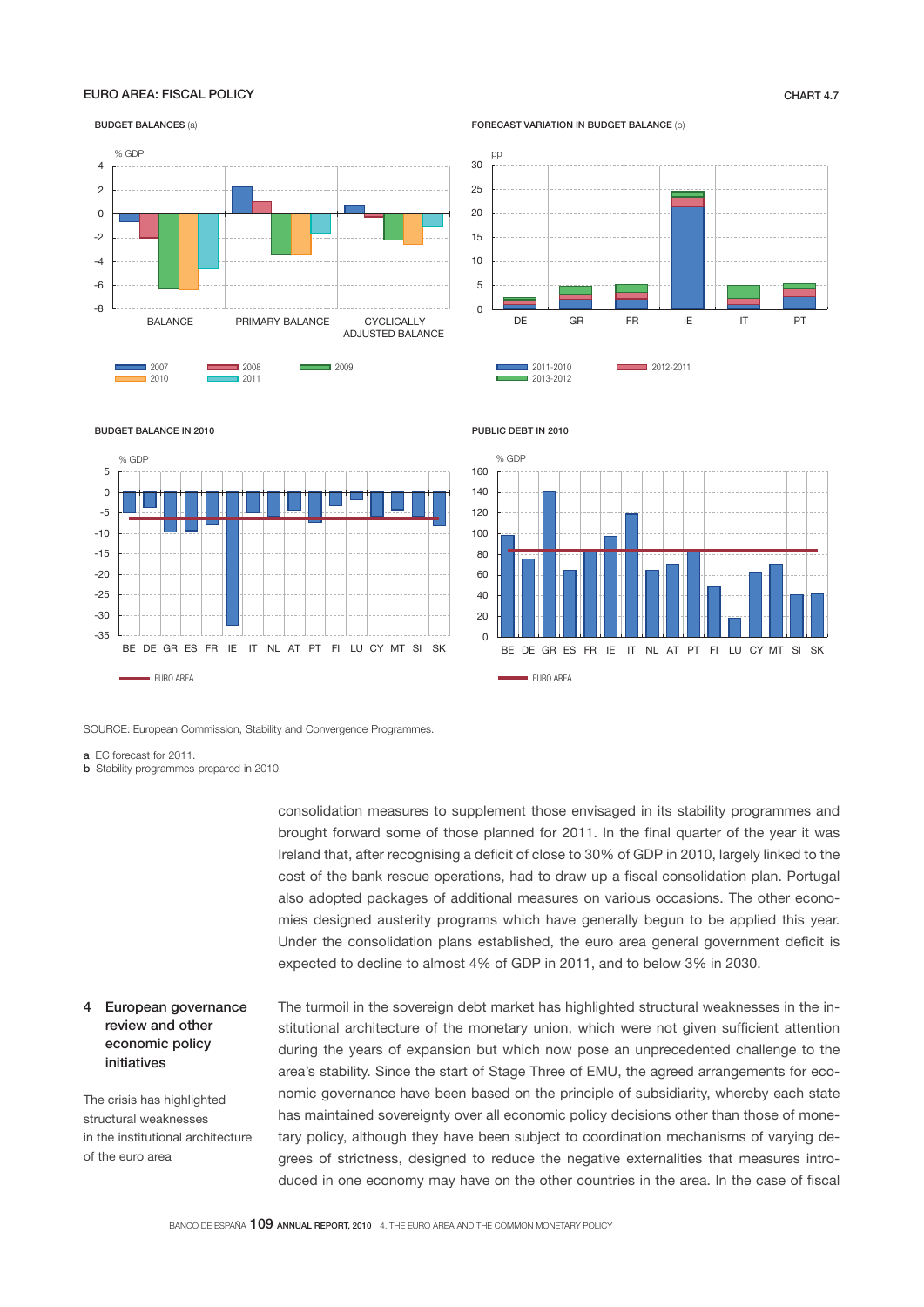EURO AREA: FISCAL POLICY

CHART 4.7

BUDGET BALANCES (a)

FORECAST VARIATION IN BUDGET BALANCE (b)

BUDGET BALANCE IN 2010

PUBLIC DEBT IN 2010

SOURCE: European Commission, Stability and Convergence Programmes.

a EC forecast for 2011.
b Stability programmes prepared in 2010.

consolidation measures to supplement those envisaged in its stability programmes and brought forward some of those planned for 2011. In the final quarter of the year it was Ireland that, after recognising a deficit of close to 30% of GDP in 2010, largely linked to the cost of the bank rescue operations, had to draw up a fiscal consolidation plan. Portugal also adopted packages of additional measures on various occasions. The other economies designed austerity programs which have generally begun to be applied this year. Under the consolidation plans established, the euro area general government deficit is expected to decline to almost 4% of GDP in 2011, and to below 3% in 2030.

## 4 European governance review and other economic policy initiatives

The crisis has highlighted structural weaknesses in the institutional architecture of the euro area

The turmoil in the sovereign debt market has highlighted structural weaknesses in the institutional architecture of the monetary union, which were not given sufficient attention during the years of expansion but which now pose an unprecedented challenge to the area's stability. Since the start of Stage Three of EMU, the agreed arrangements for economic governance have been based on the principle of subsidiarity, whereby each state has maintained sovereignty over all economic policy decisions other than those of monetary policy, although they have been subject to coordination mechanisms of varying degrees of strictness, designed to reduce the negative externalities that measures introduced in one economy may have on the other countries in the area. In the case of fiscal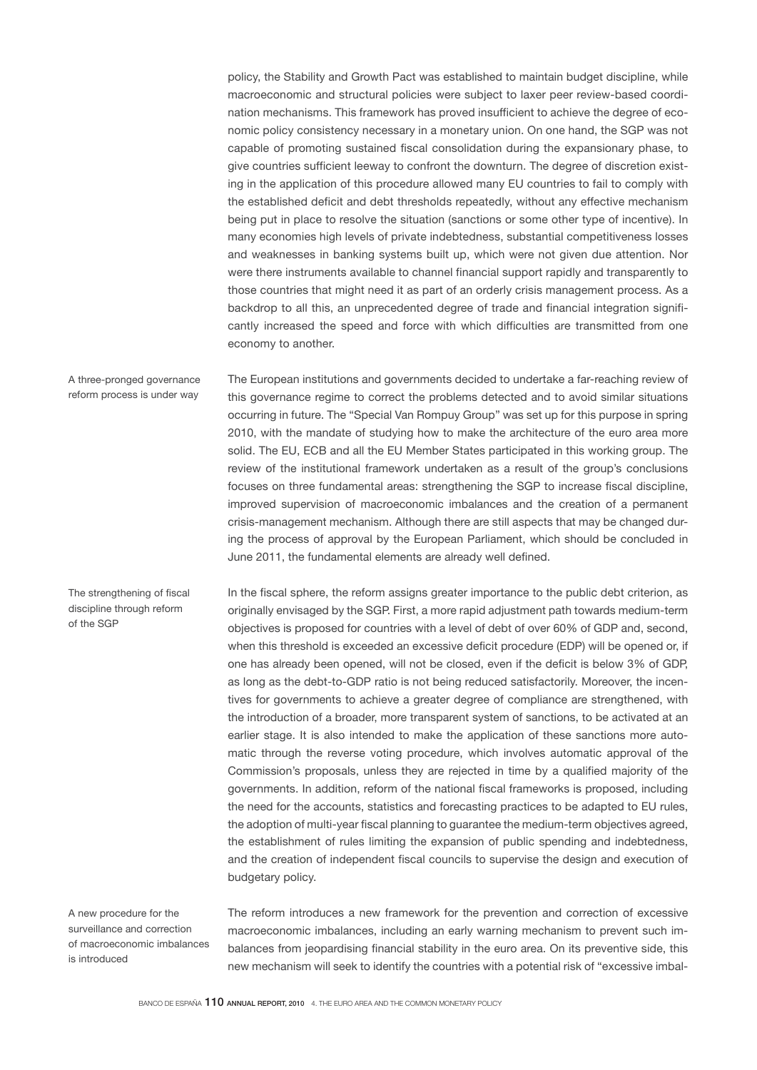policy, the Stability and Growth Pact was established to maintain budget discipline, while macroeconomic and structural policies were subject to laxer peer review-based coordination mechanisms. This framework has proved insufficient to achieve the degree of economic policy consistency necessary in a monetary union. On one hand, the SGP was not capable of promoting sustained fiscal consolidation during the expansionary phase, to give countries sufficient leeway to confront the downturn. The degree of discretion existing in the application of this procedure allowed many EU countries to fail to comply with the established deficit and debt thresholds repeatedly, without any effective mechanism being put in place to resolve the situation (sanctions or some other type of incentive). In many economies high levels of private indebtedness, substantial competitiveness losses and weaknesses in banking systems built up, which were not given due attention. Nor were there instruments available to channel financial support rapidly and transparently to those countries that might need it as part of an orderly crisis management process. As a backdrop to all this, an unprecedented degree of trade and financial integration significantly increased the speed and force with which difficulties are transmitted from one economy to another.

*A three-pronged governance reform process is under way*

The European institutions and governments decided to undertake a far-reaching review of this governance regime to correct the problems detected and to avoid similar situations occurring in future. The "Special Van Rompuy Group" was set up for this purpose in spring 2010, with the mandate of studying how to make the architecture of the euro area more solid. The EU, ECB and all the EU Member States participated in this working group. The review of the institutional framework undertaken as a result of the group's conclusions focuses on three fundamental areas: strengthening the SGP to increase fiscal discipline, improved supervision of macroeconomic imbalances and the creation of a permanent crisis-management mechanism. Although there are still aspects that may be changed during the process of approval by the European Parliament, which should be concluded in June 2011, the fundamental elements are already well defined.

*The strengthening of fiscal discipline through reform of the SGP*

In the fiscal sphere, the reform assigns greater importance to the public debt criterion, as originally envisaged by the SGP. First, a more rapid adjustment path towards medium-term objectives is proposed for countries with a level of debt of over 60% of GDP and, second, when this threshold is exceeded an excessive deficit procedure (EDP) will be opened or, if one has already been opened, will not be closed, even if the deficit is below 3% of GDP, as long as the debt-to-GDP ratio is not being reduced satisfactorily. Moreover, the incentives for governments to achieve a greater degree of compliance are strengthened, with the introduction of a broader, more transparent system of sanctions, to be activated at an earlier stage. It is also intended to make the application of these sanctions more automatic through the reverse voting procedure, which involves automatic approval of the Commission's proposals, unless they are rejected in time by a qualified majority of the governments. In addition, reform of the national fiscal frameworks is proposed, including the need for the accounts, statistics and forecasting practices to be adapted to EU rules, the adoption of multi-year fiscal planning to guarantee the medium-term objectives agreed, the establishment of rules limiting the expansion of public spending and indebtedness, and the creation of independent fiscal councils to supervise the design and execution of budgetary policy.

*A new procedure for the surveillance and correction of macroeconomic imbalances is introduced*

The reform introduces a new framework for the prevention and correction of excessive macroeconomic imbalances, including an early warning mechanism to prevent such imbalances from jeopardising financial stability in the euro area. On its preventive side, this new mechanism will seek to identify the countries with a potential risk of "excessive imbal-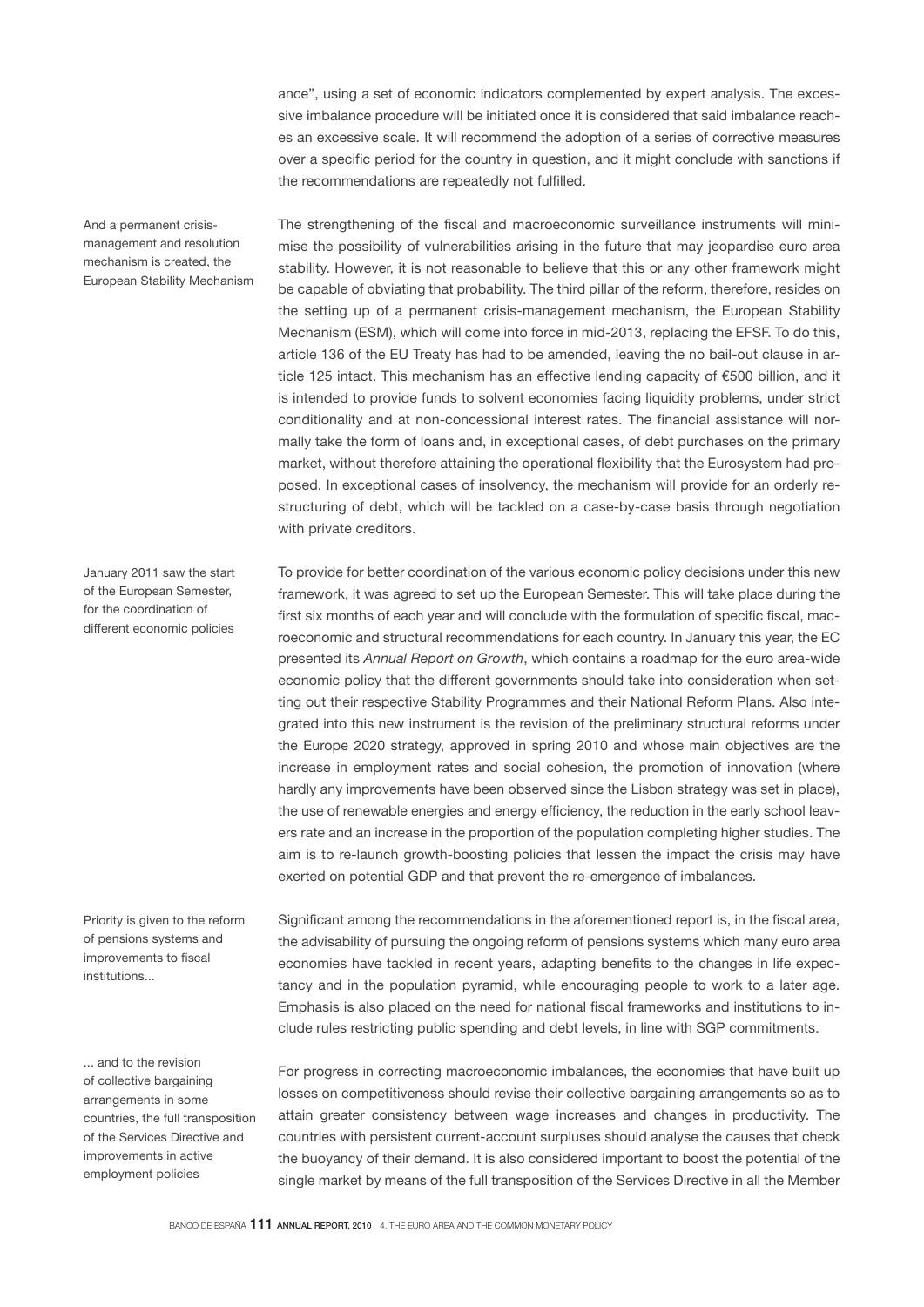ance", using a set of economic indicators complemented by expert analysis. The excessive imbalance procedure will be initiated once it is considered that said imbalance reaches an excessive scale. It will recommend the adoption of a series of corrective measures over a specific period for the country in question, and it might conclude with sanctions if the recommendations are repeatedly not fulfilled.

And a permanent crisis-management and resolution mechanism is created, the European Stability Mechanism

The strengthening of the fiscal and macroeconomic surveillance instruments will minimise the possibility of vulnerabilities arising in the future that may jeopardise euro area stability. However, it is not reasonable to believe that this or any other framework might be capable of obviating that probability. The third pillar of the reform, therefore, resides on the setting up of a permanent crisis-management mechanism, the European Stability Mechanism (ESM), which will come into force in mid-2013, replacing the EFSF. To do this, article 136 of the EU Treaty has had to be amended, leaving the no bail-out clause in article 125 intact. This mechanism has an effective lending capacity of €500 billion, and it is intended to provide funds to solvent economies facing liquidity problems, under strict conditionality and at non-concessional interest rates. The financial assistance will normally take the form of loans and, in exceptional cases, of debt purchases on the primary market, without therefore attaining the operational flexibility that the Eurosystem had proposed. In exceptional cases of insolvency, the mechanism will provide for an orderly restructuring of debt, which will be tackled on a case-by-case basis through negotiation with private creditors.

January 2011 saw the start of the European Semester, for the coordination of different economic policies

To provide for better coordination of the various economic policy decisions under this new framework, it was agreed to set up the European Semester. This will take place during the first six months of each year and will conclude with the formulation of specific fiscal, macroeconomic and structural recommendations for each country. In January this year, the EC presented its *Annual Report on Growth*, which contains a roadmap for the euro area-wide economic policy that the different governments should take into consideration when setting out their respective Stability Programmes and their National Reform Plans. Also integrated into this new instrument is the revision of the preliminary structural reforms under the Europe 2020 strategy, approved in spring 2010 and whose main objectives are the increase in employment rates and social cohesion, the promotion of innovation (where hardly any improvements have been observed since the Lisbon strategy was set in place), the use of renewable energies and energy efficiency, the reduction in the early school leavers rate and an increase in the proportion of the population completing higher studies. The aim is to re-launch growth-boosting policies that lessen the impact the crisis may have exerted on potential GDP and that prevent the re-emergence of imbalances.

Priority is given to the reform of pensions systems and improvements to fiscal institutions...

Significant among the recommendations in the aforementioned report is, in the fiscal area, the advisability of pursuing the ongoing reform of pensions systems which many euro area economies have tackled in recent years, adapting benefits to the changes in life expectancy and in the population pyramid, while encouraging people to work to a later age. Emphasis is also placed on the need for national fiscal frameworks and institutions to include rules restricting public spending and debt levels, in line with SGP commitments.

... and to the revision of collective bargaining arrangements in some countries, the full transposition of the Services Directive and improvements in active employment policies

For progress in correcting macroeconomic imbalances, the economies that have built up losses on competitiveness should revise their collective bargaining arrangements so as to attain greater consistency between wage increases and changes in productivity. The countries with persistent current-account surpluses should analyse the causes that check the buoyancy of their demand. It is also considered important to boost the potential of the single market by means of the full transposition of the Services Directive in all the Member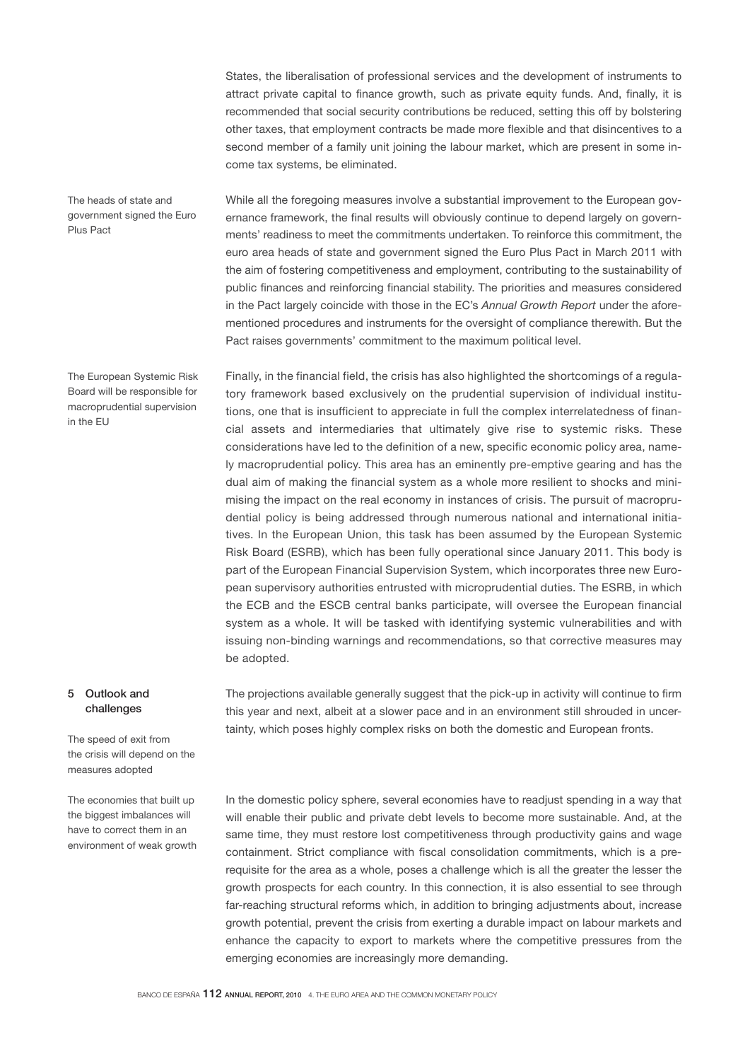States, the liberalisation of professional services and the development of instruments to attract private capital to finance growth, such as private equity funds. And, finally, it is recommended that social security contributions be reduced, setting this off by bolstering other taxes, that employment contracts be made more flexible and that disincentives to a second member of a family unit joining the labour market, which are present in some income tax systems, be eliminated.

The heads of state and government signed the Euro Plus Pact

While all the foregoing measures involve a substantial improvement to the European governance framework, the final results will obviously continue to depend largely on governments' readiness to meet the commitments undertaken. To reinforce this commitment, the euro area heads of state and government signed the Euro Plus Pact in March 2011 with the aim of fostering competitiveness and employment, contributing to the sustainability of public finances and reinforcing financial stability. The priorities and measures considered in the Pact largely coincide with those in the EC's *Annual Growth Report* under the aforementioned procedures and instruments for the oversight of compliance therewith. But the Pact raises governments' commitment to the maximum political level.

The European Systemic Risk Board will be responsible for macroprudential supervision in the EU

Finally, in the financial field, the crisis has also highlighted the shortcomings of a regulatory framework based exclusively on the prudential supervision of individual institutions, one that is insufficient to appreciate in full the complex interrelatedness of financial assets and intermediaries that ultimately give rise to systemic risks. These considerations have led to the definition of a new, specific economic policy area, namely macroprudential policy. This area has an eminently pre-emptive gearing and has the dual aim of making the financial system as a whole more resilient to shocks and minimising the impact on the real economy in instances of crisis. The pursuit of macroprudential policy is being addressed through numerous national and international initiatives. In the European Union, this task has been assumed by the European Systemic Risk Board (ESRB), which has been fully operational since January 2011. This body is part of the European Financial Supervision System, which incorporates three new European supervisory authorities entrusted with microprudential duties. The ESRB, in which the ECB and the ESCB central banks participate, will oversee the European financial system as a whole. It will be tasked with identifying systemic vulnerabilities and with issuing non-binding warnings and recommendations, so that corrective measures may be adopted.

## 5 Outlook and challenges

The speed of exit from the crisis will depend on the measures adopted

The projections available generally suggest that the pick-up in activity will continue to firm this year and next, albeit at a slower pace and in an environment still shrouded in uncertainty, which poses highly complex risks on both the domestic and European fronts.

The economies that built up the biggest imbalances will have to correct them in an environment of weak growth

In the domestic policy sphere, several economies have to readjust spending in a way that will enable their public and private debt levels to become more sustainable. And, at the same time, they must restore lost competitiveness through productivity gains and wage containment. Strict compliance with fiscal consolidation commitments, which is a prerequisite for the area as a whole, poses a challenge which is all the greater the lesser the growth prospects for each country. In this connection, it is also essential to see through far-reaching structural reforms which, in addition to bringing adjustments about, increase growth potential, prevent the crisis from exerting a durable impact on labour markets and enhance the capacity to export to markets where the competitive pressures from the emerging economies are increasingly more demanding.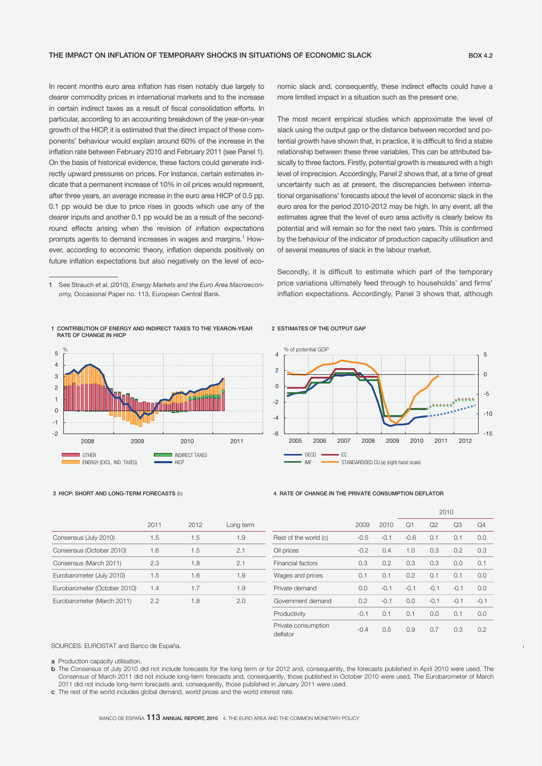## THE IMPACT ON INFLATION OF TEMPORARY SHOCKS IN SITUATIONS OF ECONOMIC SLACK

BOX 4.2

In recent months euro area inflation has risen notably due largely to dearer commodity prices in international markets and to the increase in certain indirect taxes as a result of fiscal consolidation efforts. In particular, according to an accounting breakdown of the year-on-year growth of the HICP, it is estimated that the direct impact of these components' behaviour would explain around 60% of the increase in the inflation rate between February 2010 and February 2011 (see Panel 1). On the basis of historical evidence, these factors could generate indirectly upward pressures on prices. For instance, certain estimates indicate that a permanent increase of 10% in oil prices would represent, after three years, an average increase in the euro area HICP of 0.5 pp. 0.1 pp would be due to price rises in goods which use any of the dearer inputs and another 0.1 pp would be as a result of the second-round effects arising when the revision of inflation expectations prompts agents to demand increases in wages and margins.[1] However, according to economic theory, inflation depends positively on future inflation expectations but also negatively on the level of economic slack and, consequently, these indirect effects could have a more limited impact in a situation such as the present one.

The most recent empirical studies which approximate the level of slack using the output gap or the distance between recorded and potential growth have shown that, in practice, it is difficult to find a stable relationship between these three variables. This can be attributed basically to three factors. Firstly, potential growth is measured with a high level of imprecision. Accordingly, Panel 2 shows that, at a time of great uncertainty such as at present, the discrepancies between international organisations' forecasts about the level of economic slack in the euro area for the period 2010-2012 may be high. In any event, all the estimates agree that the level of euro area activity is clearly below its potential and will remain so for the next two years. This is confirmed by the behaviour of the indicator of production capacity utilisation and of several measures of slack in the labour market.

Secondly, it is difficult to estimate which part of the temporary price variations ultimately feed through to households' and firms' inflation expectations. Accordingly, Panel 3 shows that, although

1 See Strauch et al. (2010), *Energy Markets and the Euro Area Macroeconomy*, Occasional Paper no. 113, European Central Bank.

1 CONTRIBUTION OF ENERGY AND INDIRECT TAXES TO THE YEAR-ON-YEAR RATE OF CHANGE IN HICP

2 ESTIMATES OF THE OUTPUT GAP

3 HICP: SHORT AND LONG-TERM FORECASTS (b)

| | 2011 | 2012 | Long term |
|---|---|---|---|
| Consensus (July 2010) | 1.5 | 1.5 | 1.9 |
| Consensus (October 2010) | 1.6 | 1.5 | 2.1 |
| Consensus (March 2011) | 2.3 | 1.8 | 2.1 |
| Eurobarometer (July 2010) | 1.5 | 1.6 | 1.9 |
| Eurobarometer (October 2010) | 1.4 | 1.7 | 1.9 |
| Eurobarometer (March 2011) | 2.2 | 1.8 | 2.0 |

4 RATE OF CHANGE IN THE PRIVATE CONSUMPTION DEFLATOR

| | 2009 | 2010 | 2010 | | | |
|---|---|---|---|---|---|---|
| | | | Q1 | Q2 | Q3 | Q4 |
| Rest of the world (c) | -0.5 | -0.1 | -0.6 | 0.1 | 0.1 | 0.0 |
| Oil prices | -0.2 | 0.4 | 1.0 | 0.3 | 0.2 | 0.3 |
| Financial factors | 0.3 | 0.2 | 0.3 | 0.3 | 0.0 | 0.1 |
| Wages and prices | 0.1 | 0.1 | 0.2 | 0.1 | 0.1 | 0.0 |
| Private demand | 0.0 | -0.1 | -0.1 | -0.1 | -0.1 | 0.0 |
| Government demand | 0.2 | -0.1 | 0.0 | -0.1 | -0.1 | -0.1 |
| Productivity | -0.1 | 0.1 | 0.1 | 0.0 | 0.1 | 0.0 |
| Private consumption deflator | -0.4 | 0.5 | 0.9 | 0.7 | 0.3 | 0.2 |

SOURCES: EUROSTAT and Banco de España.

a Production capacity utilisation.
b The *Consensus* of July 2010 did not include forecasts for the long term or for 2012 and, consequently, the forecasts published in April 2010 were used. The *Consensus* of March 2011 did not include long-term forecasts and, consequently, those published in October 2010 were used. The Eurobarometer of March 2011 did not include long-term forecasts and, consequently, those published in January 2011 were used.
c The rest of the world includes global demand, world prices and the world interest rate.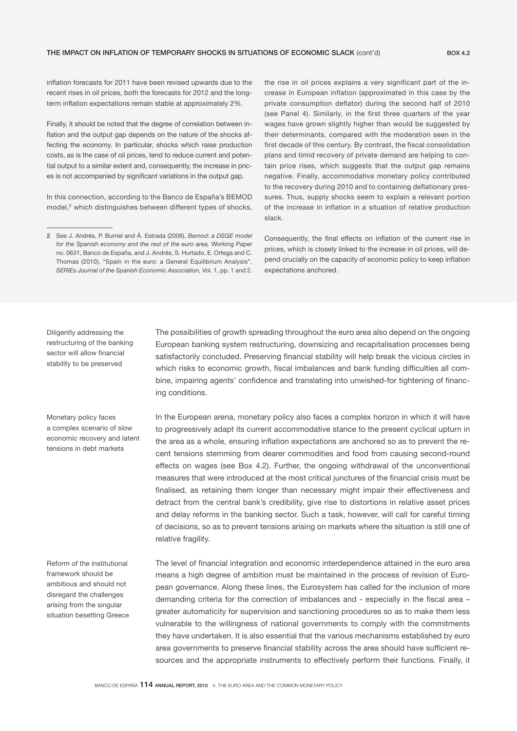inflation forecasts for 2011 have been revised upwards due to the recent rises in oil prices, both the forecasts for 2012 and the long-term inflation expectations remain stable at approximately 2%.

Finally, it should be noted that the degree of correlation between inflation and the output gap depends on the nature of the shocks affecting the economy. In particular, shocks which raise production costs, as is the case of oil prices, tend to reduce current and potential output to a similar extent and, consequently, the increase in prices is not accompanied by significant variations in the output gap.

In this connection, according to the Banco de España's BEMOD model,[2] which distinguishes between different types of shocks, the rise in oil prices explains a very significant part of the increase in European inflation (approximated in this case by the private consumption deflator) during the second half of 2010 (see Panel 4). Similarly, in the first three quarters of the year wages have grown slightly higher than would be suggested by their determinants, compared with the moderation seen in the first decade of this century. By contrast, the fiscal consolidation plans and timid recovery of private demand are helping to contain price rises, which suggests that the output gap remains negative. Finally, accommodative monetary policy contributed to the recovery during 2010 and to containing deflationary pressures. Thus, supply shocks seem to explain a relevant portion of the increase in inflation in a situation of relative production slack.

Consequently, the final effects on inflation of the current rise in prices, which is closely linked to the increase in oil prices, will depend crucially on the capacity of economic policy to keep inflation expectations anchored.

2 See J. Andrés, P. Burriel and Á. Estrada (2006), *Bemod: a DSGE model for the Spanish economy and the rest of the euro area,* Working Paper no. 0631, Banco de España, and J. Andrés, S. Hurtado, E. Ortega and C. Thomas (2010), "Spain in the euro: a General Equilibrium Analysis", *SERIEs Journal of the Spanish Economic Association,* Vol. 1, pp. 1 and 2.

**Diligently addressing the restructuring of the banking sector will allow financial stability to be preserved**

The possibilities of growth spreading throughout the euro area also depend on the ongoing European banking system restructuring, downsizing and recapitalisation processes being satisfactorily concluded. Preserving financial stability will help break the vicious circles in which risks to economic growth, fiscal imbalances and bank funding difficulties all combine, impairing agents' confidence and translating into unwished-for tightening of financing conditions.

**Monetary policy faces a complex scenario of slow economic recovery and latent tensions in debt markets**

In the European arena, monetary policy also faces a complex horizon in which it will have to progressively adapt its current accommodative stance to the present cyclical upturn in the area as a whole, ensuring inflation expectations are anchored so as to prevent the recent tensions stemming from dearer commodities and food from causing second-round effects on wages (see Box 4.2). Further, the ongoing withdrawal of the unconventional measures that were introduced at the most critical junctures of the financial crisis must be finalised, as retaining them longer than necessary might impair their effectiveness and detract from the central bank's credibility, give rise to distortions in relative asset prices and delay reforms in the banking sector. Such a task, however, will call for careful timing of decisions, so as to prevent tensions arising on markets where the situation is still one of relative fragility.

**Reform of the institutional framework should be ambitious and should not disregard the challenges arising from the singular situation besetting Greece**

The level of financial integration and economic interdependence attained in the euro area means a high degree of ambition must be maintained in the process of revision of European governance. Along these lines, the Eurosystem has called for the inclusion of more demanding criteria for the correction of imbalances and - especially in the fiscal area – greater automaticity for supervision and sanctioning procedures so as to make them less vulnerable to the willingness of national governments to comply with the commitments they have undertaken. It is also essential that the various mechanisms established by euro area governments to preserve financial stability across the area should have sufficient resources and the appropriate instruments to effectively perform their functions. Finally, it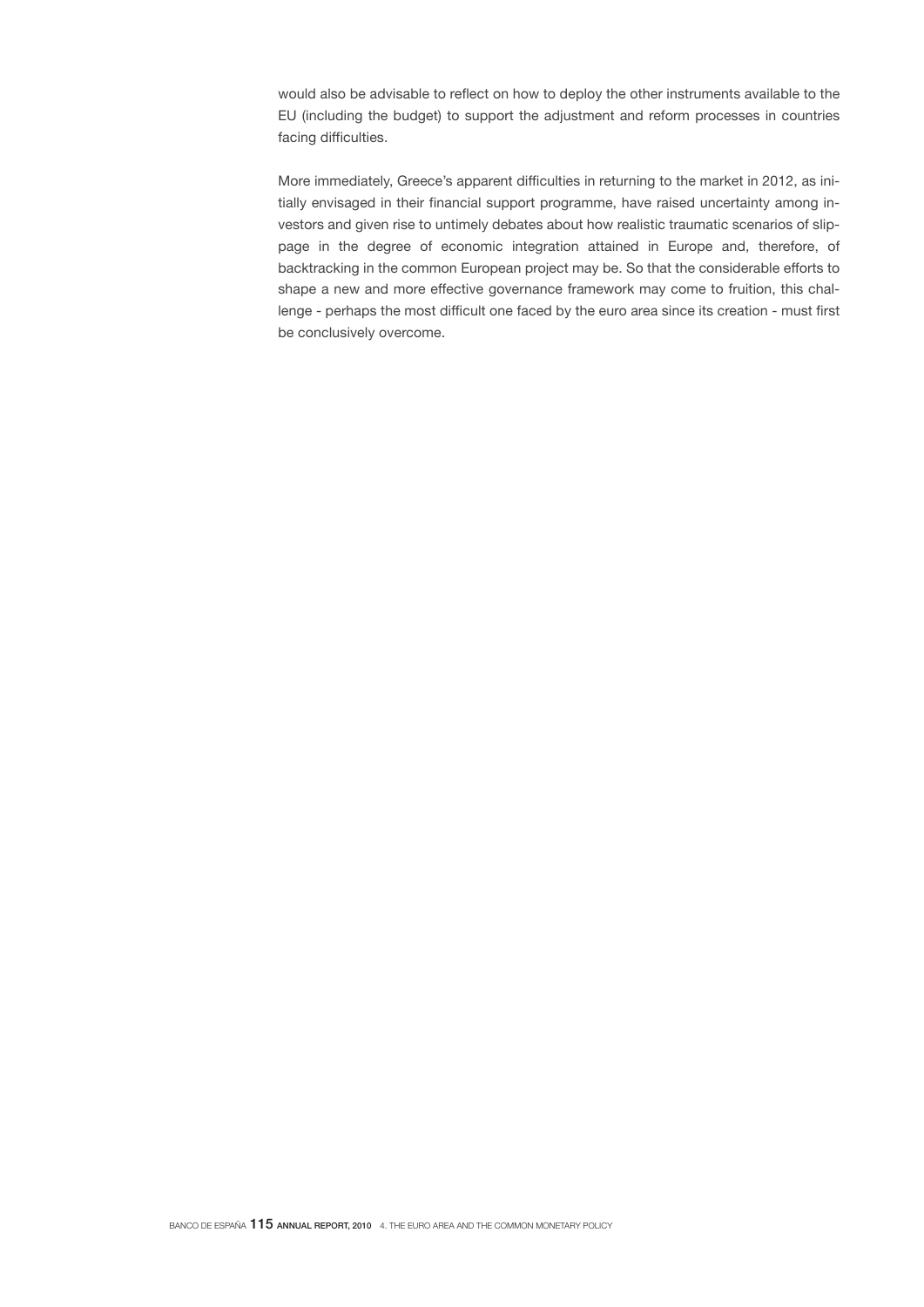would also be advisable to reflect on how to deploy the other instruments available to the EU (including the budget) to support the adjustment and reform processes in countries facing difficulties.

More immediately, Greece's apparent difficulties in returning to the market in 2012, as initially envisaged in their financial support programme, have raised uncertainty among investors and given rise to untimely debates about how realistic traumatic scenarios of slippage in the degree of economic integration attained in Europe and, therefore, of backtracking in the common European project may be. So that the considerable efforts to shape a new and more effective governance framework may come to fruition, this challenge - perhaps the most difficult one faced by the euro area since its creation - must first be conclusively overcome.